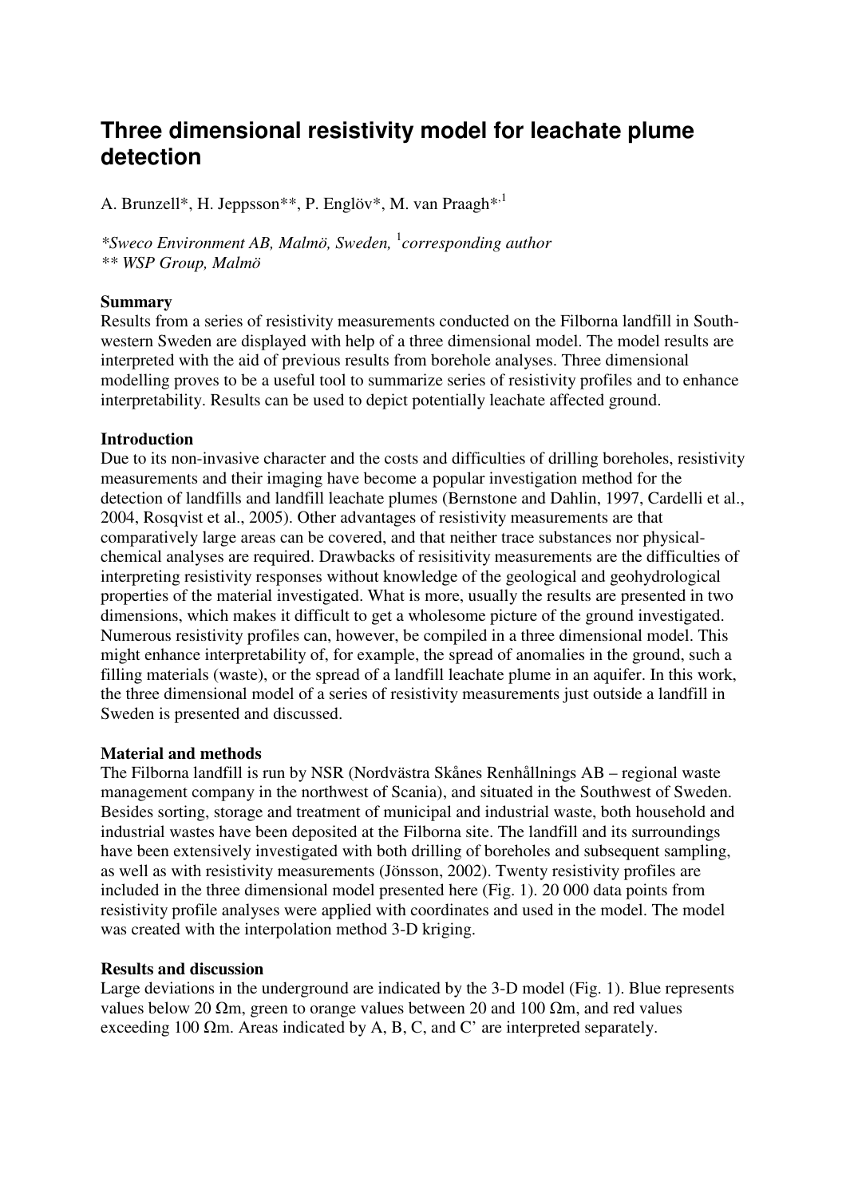# Three dimensional resistivity model for leachate plume detection

A. Brunzell*, H. Jeppsson**, P. Englöv*, M. van Praagh*[,1]

*\*Sweco Environment AB, Malmö, Sweden,* [1]*corresponding author*
*\*\* WSP Group, Malmö*

**Summary**

Results from a series of resistivity measurements conducted on the Filborna landfill in South-western Sweden are displayed with help of a three dimensional model. The model results are interpreted with the aid of previous results from borehole analyses. Three dimensional modelling proves to be a useful tool to summarize series of resistivity profiles and to enhance interpretability. Results can be used to depict potentially leachate affected ground.

**Introduction**

Due to its non-invasive character and the costs and difficulties of drilling boreholes, resistivity measurements and their imaging have become a popular investigation method for the detection of landfills and landfill leachate plumes (Bernstone and Dahlin, 1997, Cardelli et al., 2004, Rosqvist et al., 2005). Other advantages of resistivity measurements are that comparatively large areas can be covered, and that neither trace substances nor physical-chemical analyses are required. Drawbacks of resisitivity measurements are the difficulties of interpreting resistivity responses without knowledge of the geological and geohydrological properties of the material investigated. What is more, usually the results are presented in two dimensions, which makes it difficult to get a wholesome picture of the ground investigated. Numerous resistivity profiles can, however, be compiled in a three dimensional model. This might enhance interpretability of, for example, the spread of anomalies in the ground, such a filling materials (waste), or the spread of a landfill leachate plume in an aquifer. In this work, the three dimensional model of a series of resistivity measurements just outside a landfill in Sweden is presented and discussed.

**Material and methods**

The Filborna landfill is run by NSR (Nordvästra Skånes Renhållnings AB – regional waste management company in the northwest of Scania), and situated in the Southwest of Sweden. Besides sorting, storage and treatment of municipal and industrial waste, both household and industrial wastes have been deposited at the Filborna site. The landfill and its surroundings have been extensively investigated with both drilling of boreholes and subsequent sampling, as well as with resistivity measurements (Jönsson, 2002). Twenty resistivity profiles are included in the three dimensional model presented here (Fig. 1). 20 000 data points from resistivity profile analyses were applied with coordinates and used in the model. The model was created with the interpolation method 3-D kriging.

**Results and discussion**

Large deviations in the underground are indicated by the 3-D model (Fig. 1). Blue represents values below 20 Ωm, green to orange values between 20 and 100 Ωm, and red values exceeding 100 Ωm. Areas indicated by A, B, C, and C' are interpreted separately.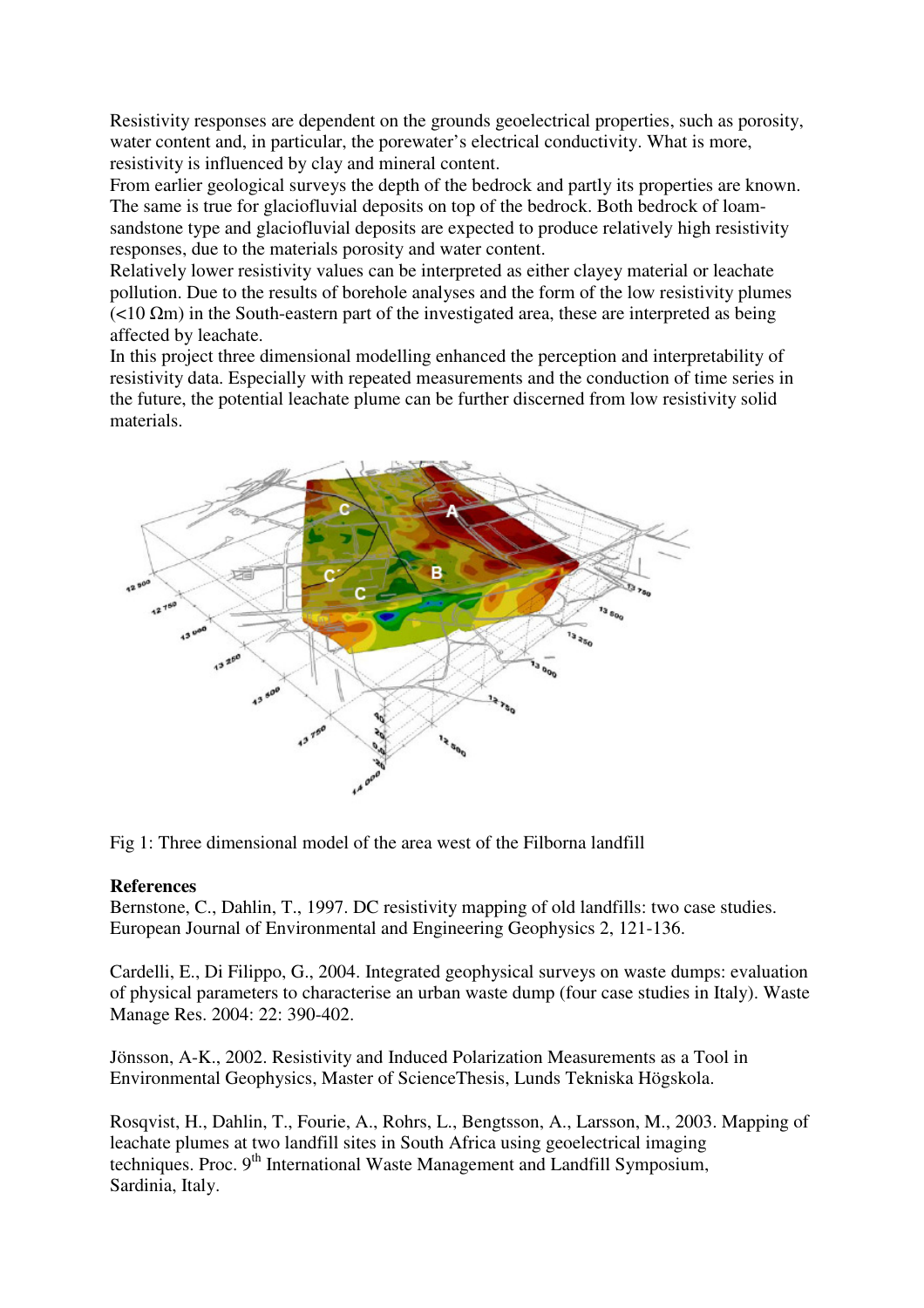Resistivity responses are dependent on the grounds geoelectrical properties, such as porosity, water content and, in particular, the porewater's electrical conductivity. What is more, resistivity is influenced by clay and mineral content.

From earlier geological surveys the depth of the bedrock and partly its properties are known. The same is true for glaciofluvial deposits on top of the bedrock. Both bedrock of loam-sandstone type and glaciofluvial deposits are expected to produce relatively high resistivity responses, due to the materials porosity and water content.

Relatively lower resistivity values can be interpreted as either clayey material or leachate pollution. Due to the results of borehole analyses and the form of the low resistivity plumes (<10 Ωm) in the South-eastern part of the investigated area, these are interpreted as being affected by leachate.

In this project three dimensional modelling enhanced the perception and interpretability of resistivity data. Especially with repeated measurements and the conduction of time series in the future, the potential leachate plume can be further discerned from low resistivity solid materials.

C
A
C'
B
C
12 500
12 750
13 000
13 250
13 500
13 750
14 000
13 750
13 500
13 250
13 000
12 750
12 500
40
20
0.0
-20

Fig 1: Three dimensional model of the area west of the Filborna landfill

**References**

Bernstone, C., Dahlin, T., 1997. DC resistivity mapping of old landfills: two case studies. European Journal of Environmental and Engineering Geophysics 2, 121-136.

Cardelli, E., Di Filippo, G., 2004. Integrated geophysical surveys on waste dumps: evaluation of physical parameters to characterise an urban waste dump (four case studies in Italy). Waste Manage Res. 2004: 22: 390-402.

Jönsson, A-K., 2002. Resistivity and Induced Polarization Measurements as a Tool in Environmental Geophysics, Master of ScienceThesis, Lunds Tekniska Högskola.

Rosqvist, H., Dahlin, T., Fourie, A., Rohrs, L., Bengtsson, A., Larsson, M., 2003. Mapping of leachate plumes at two landfill sites in South Africa using geoelectrical imaging techniques. Proc. 9th International Waste Management and Landfill Symposium, Sardinia, Italy.